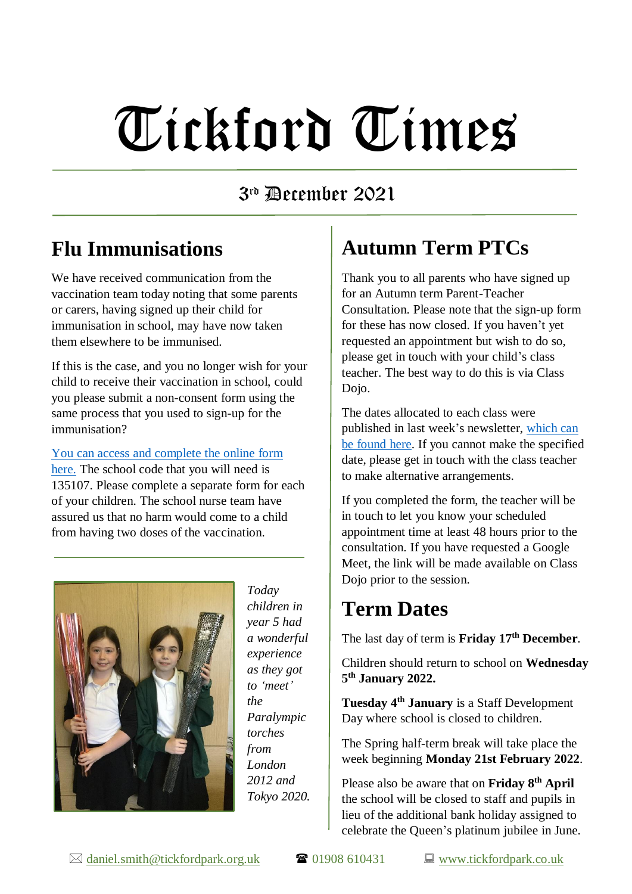# Tickford Times

## 3rd December 2021

## Flu Immunisations

We have received communication from the vaccination team today noting that some parents or carers, having signed up their child for immunisation in school, may have now taken them elsewhere to be immunised.

If this is the case, and you no longer wish for your child to receive their vaccination in school, could you please submit a non-consent form using the same process that you used to sign-up for the immunisation?

You can access and complete the online form here. The school code that you will need is 135107. Please complete a separate form for each of your children. The school nurse team have assured us that no harm would come to a child from having two doses of the vaccination.

---

*Today children in year 5 had a wonderful experience as they got to 'meet' the Paralympic torches from London 2012 and Tokyo 2020.*

## Autumn Term PTCs

Thank you to all parents who have signed up for an Autumn term Parent-Teacher Consultation. Please note that the sign-up form for these has now closed. If you haven't yet requested an appointment but wish to do so, please get in touch with your child's class teacher. The best way to do this is via Class Dojo.

The dates allocated to each class were published in last week's newsletter, which can be found here. If you cannot make the specified date, please get in touch with the class teacher to make alternative arrangements.

If you completed the form, the teacher will be in touch to let you know your scheduled appointment time at least 48 hours prior to the consultation. If you have requested a Google Meet, the link will be made available on Class Dojo prior to the session.

## Term Dates

The last day of term is **Friday 17th December**.

Children should return to school on **Wednesday 5th January 2022.**

**Tuesday 4th January** is a Staff Development Day where school is closed to children.

The Spring half-term break will take place the week beginning **Monday 21st February 2022**.

Please also be aware that on **Friday 8th April** the school will be closed to staff and pupils in lieu of the additional bank holiday assigned to celebrate the Queen's platinum jubilee in June.

✉ daniel.smith@tickfordpark.org.uk ☎ 01908 610431 💻 www.tickfordpark.co.uk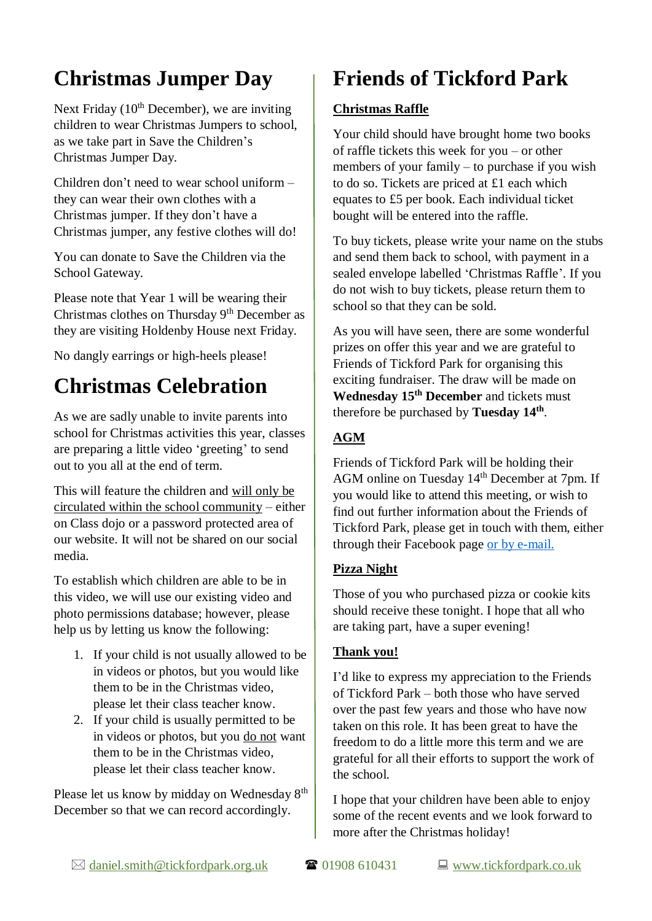# Christmas Jumper Day

Next Friday (10th December), we are inviting children to wear Christmas Jumpers to school, as we take part in Save the Children's Christmas Jumper Day.

Children don't need to wear school uniform – they can wear their own clothes with a Christmas jumper. If they don't have a Christmas jumper, any festive clothes will do!

You can donate to Save the Children via the School Gateway.

Please note that Year 1 will be wearing their Christmas clothes on Thursday 9th December as they are visiting Holdenby House next Friday.

No dangly earrings or high-heels please!

# Christmas Celebration

As we are sadly unable to invite parents into school for Christmas activities this year, classes are preparing a little video 'greeting' to send out to you all at the end of term.

This will feature the children and will only be circulated within the school community – either on Class dojo or a password protected area of our website. It will not be shared on our social media.

To establish which children are able to be in this video, we will use our existing video and photo permissions database; however, please help us by letting us know the following:

1. If your child is not usually allowed to be in videos or photos, but you would like them to be in the Christmas video, please let their class teacher know.
2. If your child is usually permitted to be in videos or photos, but you do not want them to be in the Christmas video, please let their class teacher know.

Please let us know by midday on Wednesday 8th December so that we can record accordingly.

# Friends of Tickford Park

## Christmas Raffle

Your child should have brought home two books of raffle tickets this week for you – or other members of your family – to purchase if you wish to do so. Tickets are priced at £1 each which equates to £5 per book. Each individual ticket bought will be entered into the raffle.

To buy tickets, please write your name on the stubs and send them back to school, with payment in a sealed envelope labelled 'Christmas Raffle'. If you do not wish to buy tickets, please return them to school so that they can be sold.

As you will have seen, there are some wonderful prizes on offer this year and we are grateful to Friends of Tickford Park for organising this exciting fundraiser. The draw will be made on **Wednesday 15th December** and tickets must therefore be purchased by **Tuesday 14th**.

## AGM

Friends of Tickford Park will be holding their AGM online on Tuesday 14th December at 7pm. If you would like to attend this meeting, or wish to find out further information about the Friends of Tickford Park, please get in touch with them, either through their Facebook page or by e-mail.

## Pizza Night

Those of you who purchased pizza or cookie kits should receive these tonight. I hope that all who are taking part, have a super evening!

## Thank you!

I'd like to express my appreciation to the Friends of Tickford Park – both those who have served over the past few years and those who have now taken on this role. It has been great to have the freedom to do a little more this term and we are grateful for all their efforts to support the work of the school.

I hope that your children have been able to enjoy some of the recent events and we look forward to more after the Christmas holiday!

✉ daniel.smith@tickfordpark.org.uk ☎ 01908 610431 💻 www.tickfordpark.co.uk